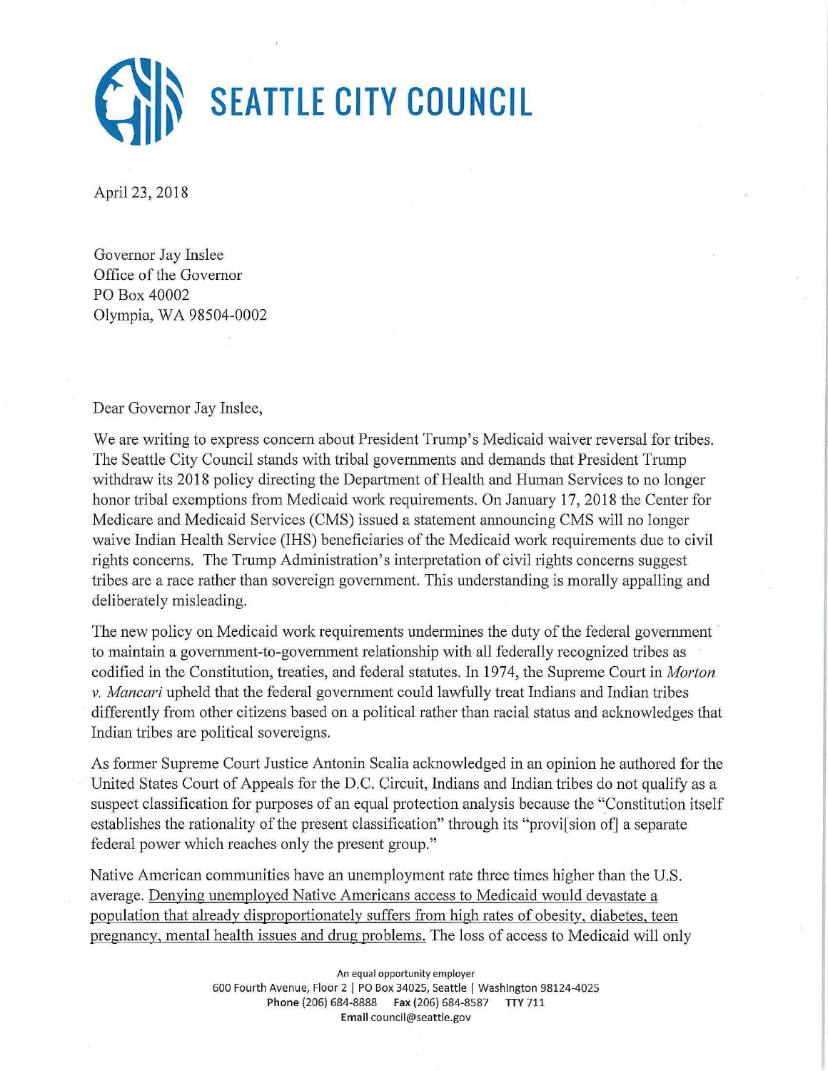# SEATTLE CITY COUNCIL

April 23, 2018

Governor Jay Inslee
Office of the Governor
PO Box 40002
Olympia, WA 98504-0002

Dear Governor Jay Inslee,

We are writing to express concern about President Trump's Medicaid waiver reversal for tribes. The Seattle City Council stands with tribal governments and demands that President Trump withdraw its 2018 policy directing the Department of Health and Human Services to no longer honor tribal exemptions from Medicaid work requirements. On January 17, 2018 the Center for Medicare and Medicaid Services (CMS) issued a statement announcing CMS will no longer waive Indian Health Service (IHS) beneficiaries of the Medicaid work requirements due to civil rights concerns. The Trump Administration's interpretation of civil rights concerns suggest tribes are a race rather than sovereign government. This understanding is morally appalling and deliberately misleading.

The new policy on Medicaid work requirements undermines the duty of the federal government to maintain a government-to-government relationship with all federally recognized tribes as codified in the Constitution, treaties, and federal statutes. In 1974, the Supreme Court in *Morton v. Mancari* upheld that the federal government could lawfully treat Indians and Indian tribes differently from other citizens based on a political rather than racial status and acknowledges that Indian tribes are political sovereigns.

As former Supreme Court Justice Antonin Scalia acknowledged in an opinion he authored for the United States Court of Appeals for the D.C. Circuit, Indians and Indian tribes do not qualify as a suspect classification for purposes of an equal protection analysis because the "Constitution itself establishes the rationality of the present classification" through its "provi[sion of] a separate federal power which reaches only the present group."

Native American communities have an unemployment rate three times higher than the U.S. average. <u>Denying unemployed Native Americans access to Medicaid would devastate a population that already disproportionately suffers from high rates of obesity, diabetes, teen pregnancy, mental health issues and drug problems.</u> The loss of access to Medicaid will only

An equal opportunity employer
600 Fourth Avenue, Floor 2 | PO Box 34025, Seattle | Washington 98124-4025
**Phone** (206) 684-8888 **Fax** (206) 684-8587 **TTY** 711
**Email** council@seattle.gov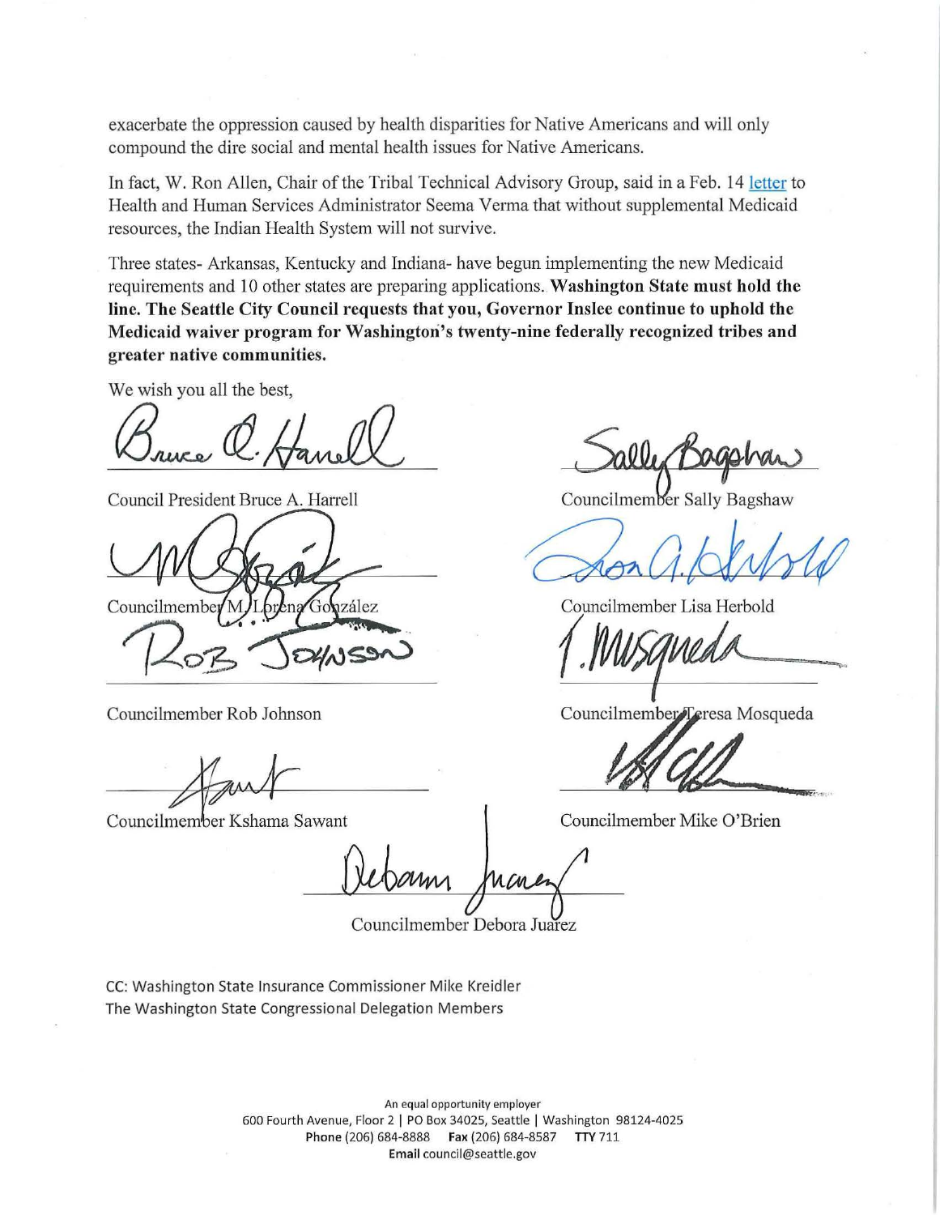exacerbate the oppression caused by health disparities for Native Americans and will only compound the dire social and mental health issues for Native Americans.

In fact, W. Ron Allen, Chair of the Tribal Technical Advisory Group, said in a Feb. 14 letter to Health and Human Services Administrator Seema Verma that without supplemental Medicaid resources, the Indian Health System will not survive.

Three states- Arkansas, Kentucky and Indiana- have begun implementing the new Medicaid requirements and 10 other states are preparing applications. **Washington State must hold the line. The Seattle City Council requests that you, Governor Inslee continue to uphold the Medicaid waiver program for Washington's twenty-nine federally recognized tribes and greater native communities.**

We wish you all the best,

Council President Bruce A. Harrell

Councilmember Sally Bagshaw

Councilmember M. Lorena González

Councilmember Lisa Herbold

Councilmember Rob Johnson

Councilmember Teresa Mosqueda

Councilmember Kshama Sawant

Councilmember Mike O'Brien

Councilmember Debora Juarez

CC: Washington State Insurance Commissioner Mike Kreidler
The Washington State Congressional Delegation Members

An equal opportunity employer
600 Fourth Avenue, Floor 2 | PO Box 34025, Seattle | Washington 98124-4025
**Phone** (206) 684-8888 **Fax** (206) 684-8587 **TTY** 711
**Email** council@seattle.gov